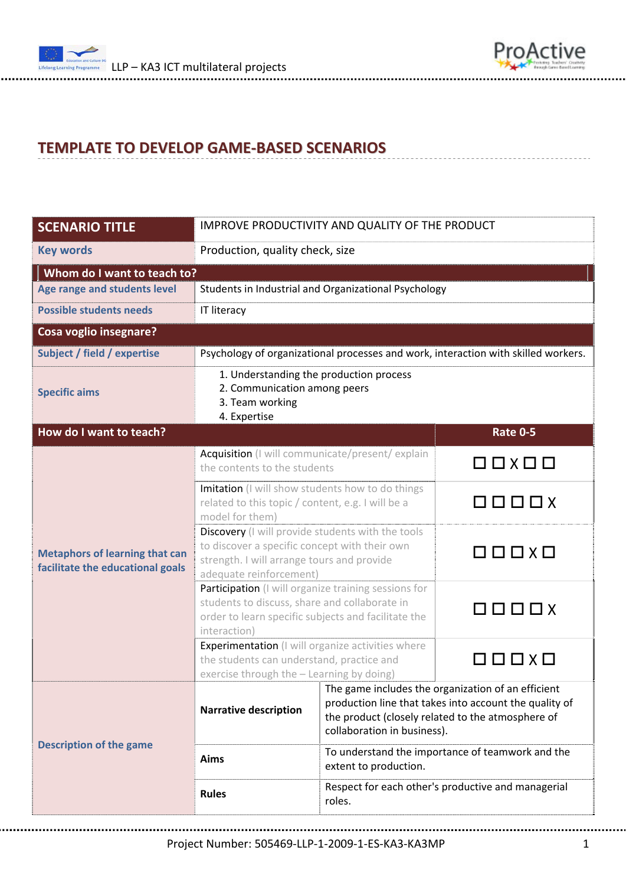# TEMPLATE TO DEVELOP GAME-BASED SCENARIOS

| SCENARIO TITLE | IMPROVE PRODUCTIVITY AND QUALITY OF THE PRODUCT | |
|---|---|---|
| Key words | Production, quality check, size | |
| **Whom do I want to teach to?** | | |
| Age range and students level | Students in Industrial and Organizational Psychology | |
| Possible students needs | IT literacy | |
| **Cosa voglio insegnare?** | | |
| Subject / field / expertise | Psychology of organizational processes and work, interaction with skilled workers. | |
| Specific aims | 1. Understanding the production process<br>2. Communication among peers<br>3. Team working<br>4. Expertise | |
| **How do I want to teach?** | | **Rate 0-5** |
| Metaphors of learning that can facilitate the educational goals | Acquisition (I will communicate/present/ explain the contents to the students | ☐ ☐ X ☐ ☐ |
| | Imitation (I will show students how to do things related to this topic / content, e.g. I will be a model for them) | ☐ ☐ ☐ ☐ X |
| | Discovery (I will provide students with the tools to discover a specific concept with their own strength. I will arrange tours and provide adequate reinforcement) | ☐ ☐ ☐ X ☐ |
| | Participation (I will organize training sessions for students to discuss, share and collaborate in order to learn specific subjects and facilitate the interaction) | ☐ ☐ ☐ ☐ X |
| | Experimentation (I will organize activities where the students can understand, practice and exercise through the – Learning by doing) | ☐ ☐ ☐ X ☐ |
| Description of the game | **Narrative description** | The game includes the organization of an efficient production line that takes into account the quality of the product (closely related to the atmosphere of collaboration in business). |
| | **Aims** | To understand the importance of teamwork and the extent to production. |
| | **Rules** | Respect for each other's productive and managerial roles. |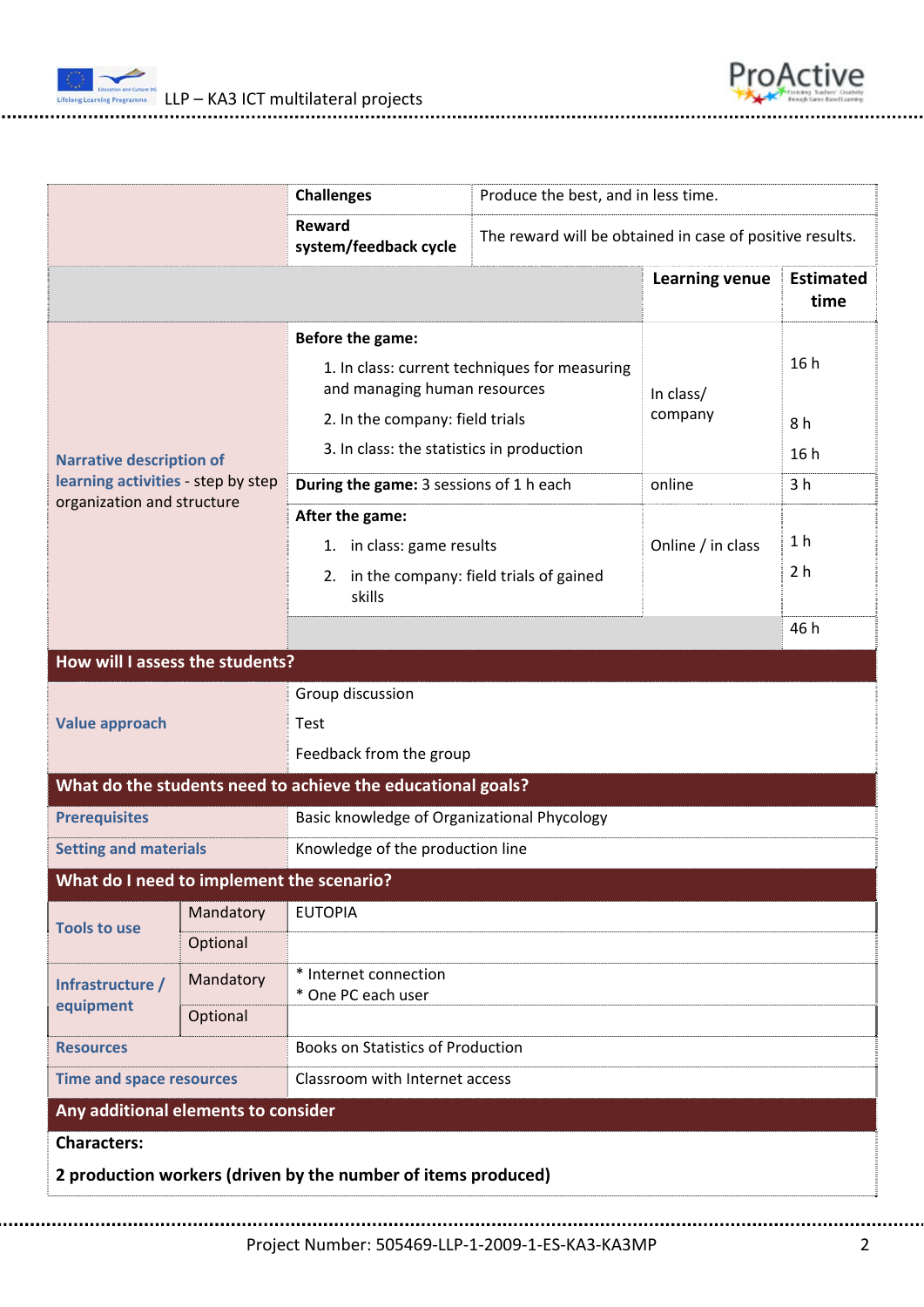| | | | |
|---|---|---|---|
| | **Challenges** | Produce the best, and in less time. | |
| | **Reward system/feedback cycle** | The reward will be obtained in case of positive results. | |
| | | **Learning venue** | **Estimated time** |
| **Narrative description of learning activities** - step by step organization and structure | **Before the game:**<br>1. In class: current techniques for measuring and managing human resources<br>2. In the company: field trials<br>3. In class: the statistics in production | In class/ company | 16 h<br>8 h<br>16 h |
| | **During the game:** 3 sessions of 1 h each | online | 3 h |
| | **After the game:**<br>1. in class: game results<br>2. in the company: field trials of gained skills | Online / in class | 1 h<br>2 h |
| | | | 46 h |

## How will I assess the students?

| | |
|---|---|
| **Value approach** | Group discussion<br>Test<br>Feedback from the group |

## What do the students need to achieve the educational goals?

| | |
|---|---|
| **Prerequisites** | Basic knowledge of Organizational Phycology |
| **Setting and materials** | Knowledge of the production line |

## What do I need to implement the scenario?

| | | |
|---|---|---|
| **Tools to use** | Mandatory | EUTOPIA |
| | Optional | |
| **Infrastructure / equipment** | Mandatory | * Internet connection<br>* One PC each user |
| | Optional | |
| **Resources** | | Books on Statistics of Production |
| **Time and space resources** | | Classroom with Internet access |

## Any additional elements to consider

**Characters:**

**2 production workers (driven by the number of items produced)**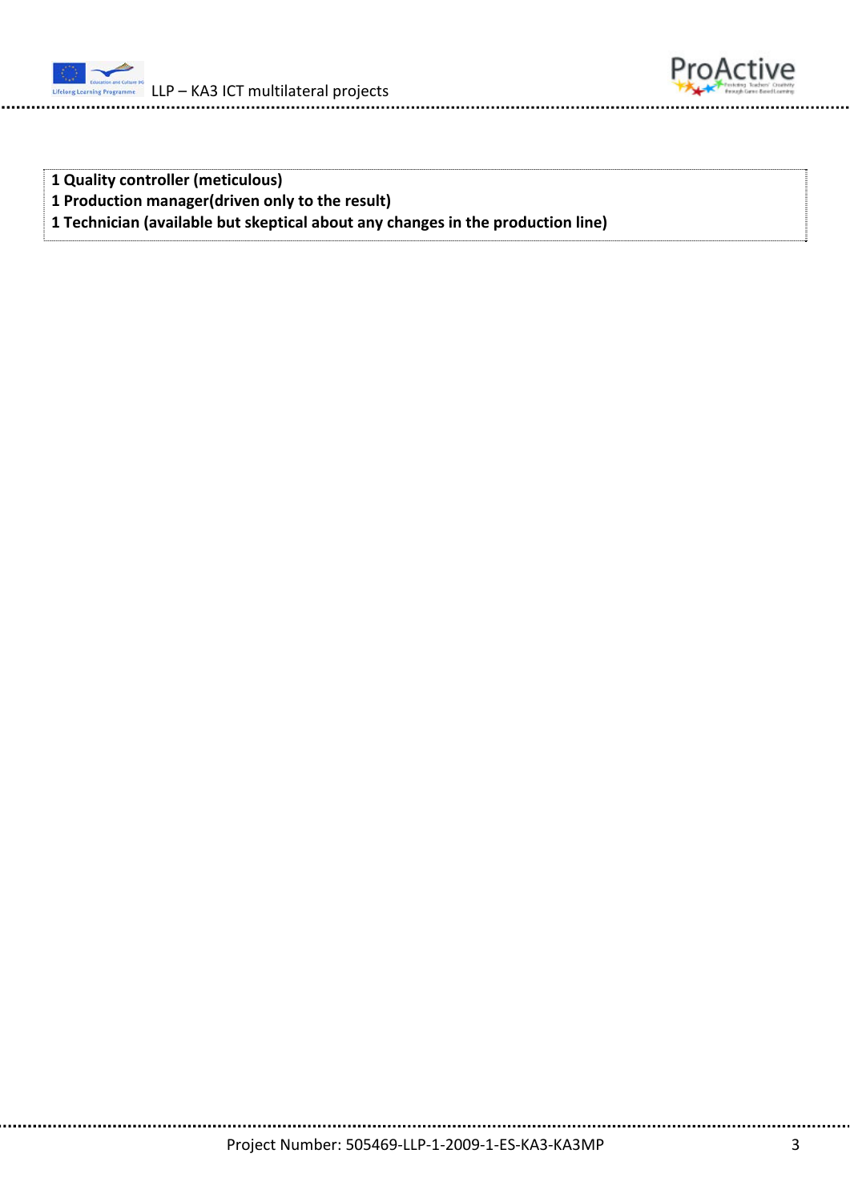**1 Quality controller (meticulous)**
**1 Production manager(driven only to the result)**
**1 Technician (available but skeptical about any changes in the production line)**